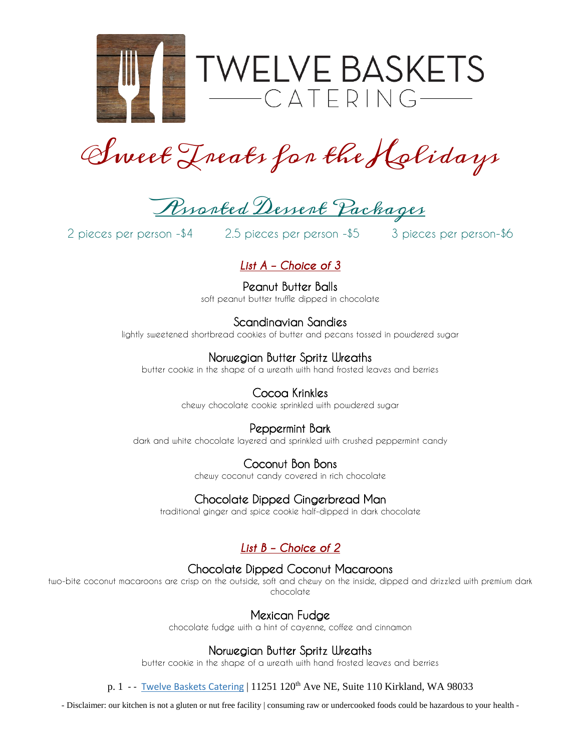# TWELVE BASKETS CATERING

# Sweet Treats for the Holidays

## Assorted Dessert Packages

2 pieces per person -$4 2.5 pieces per person -$5 3 pieces per person-$6

### *List A – Choice of 3*

**Peanut Butter Balls**
soft peanut butter truffle dipped in chocolate

**Scandinavian Sandies**
lightly sweetened shortbread cookies of butter and pecans tossed in powdered sugar

**Norwegian Butter Spritz Wreaths**
butter cookie in the shape of a wreath with hand frosted leaves and berries

**Cocoa Krinkles**
chewy chocolate cookie sprinkled with powdered sugar

**Peppermint Bark**
dark and white chocolate layered and sprinkled with crushed peppermint candy

**Coconut Bon Bons**
chewy coconut candy covered in rich chocolate

**Chocolate Dipped Gingerbread Man**
traditional ginger and spice cookie half-dipped in dark chocolate

### *List B – Choice of 2*

**Chocolate Dipped Coconut Macaroons**
two-bite coconut macaroons are crisp on the outside, soft and chewy on the inside, dipped and drizzled with premium dark chocolate

**Mexican Fudge**
chocolate fudge with a hint of cayenne, coffee and cinnamon

**Norwegian Butter Spritz Wreaths**
butter cookie in the shape of a wreath with hand frosted leaves and berries

p. 1 - - Twelve Baskets Catering | 11251 120th Ave NE, Suite 110 Kirkland, WA 98033

- Disclaimer: our kitchen is not a gluten or nut free facility | consuming raw or undercooked foods could be hazardous to your health -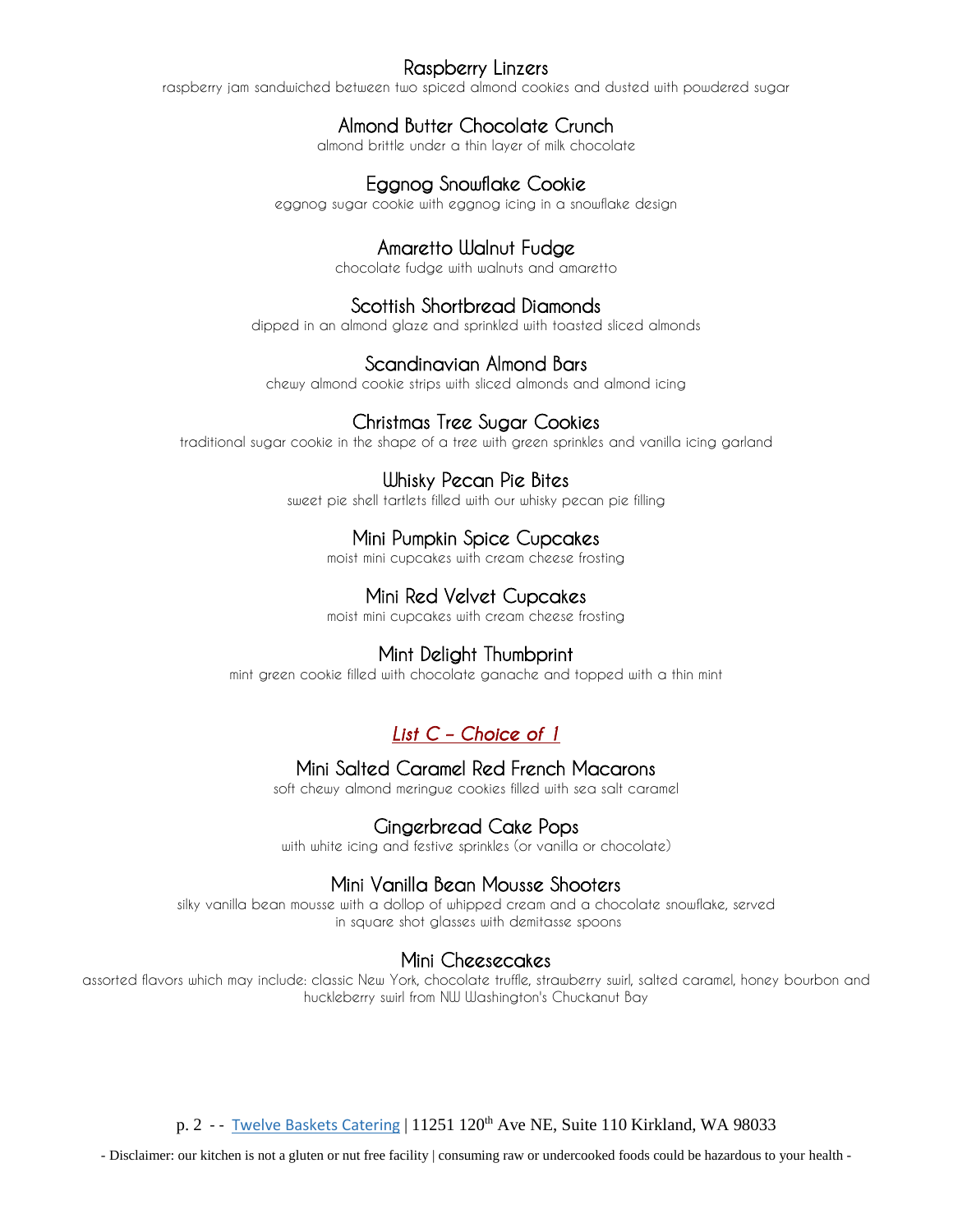### Raspberry Linzers

raspberry jam sandwiched between two spiced almond cookies and dusted with powdered sugar

### Almond Butter Chocolate Crunch

almond brittle under a thin layer of milk chocolate

### Eggnog Snowflake Cookie

eggnog sugar cookie with eggnog icing in a snowflake design

### Amaretto Walnut Fudge

chocolate fudge with walnuts and amaretto

### Scottish Shortbread Diamonds

dipped in an almond glaze and sprinkled with toasted sliced almonds

### Scandinavian Almond Bars

chewy almond cookie strips with sliced almonds and almond icing

### Christmas Tree Sugar Cookies

traditional sugar cookie in the shape of a tree with green sprinkles and vanilla icing garland

### Whisky Pecan Pie Bites

sweet pie shell tartlets filled with our whisky pecan pie filling

### Mini Pumpkin Spice Cupcakes

moist mini cupcakes with cream cheese frosting

### Mini Red Velvet Cupcakes

moist mini cupcakes with cream cheese frosting

### Mint Delight Thumbprint

mint green cookie filled with chocolate ganache and topped with a thin mint

## *List C – Choice of 1*

### Mini Salted Caramel Red French Macarons

soft chewy almond meringue cookies filled with sea salt caramel

### Gingerbread Cake Pops

with white icing and festive sprinkles (or vanilla or chocolate)

### Mini Vanilla Bean Mousse Shooters

silky vanilla bean mousse with a dollop of whipped cream and a chocolate snowflake, served in square shot glasses with demitasse spoons

### Mini Cheesecakes

assorted flavors which may include: classic New York, chocolate truffle, strawberry swirl, salted caramel, honey bourbon and huckleberry swirl from NW Washington's Chuckanut Bay

p. 2 - - Twelve Baskets Catering | 11251 120th Ave NE, Suite 110 Kirkland, WA 98033

- Disclaimer: our kitchen is not a gluten or nut free facility | consuming raw or undercooked foods could be hazardous to your health -